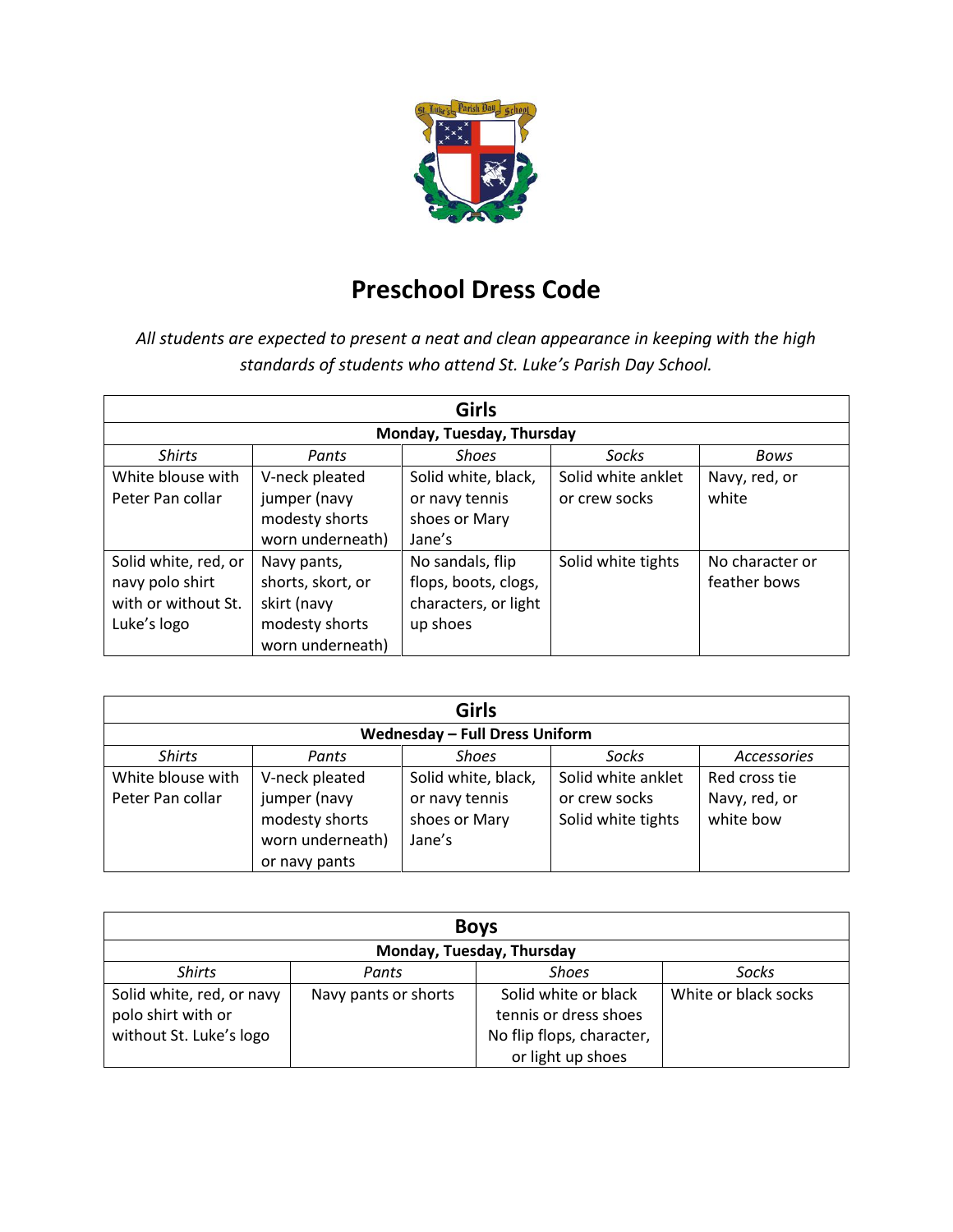# Preschool Dress Code

*All students are expected to present a neat and clean appearance in keeping with the high standards of students who attend St. Luke's Parish Day School.*

| Girls | | | | |
|---|---|---|---|---|
| **Monday, Tuesday, Thursday** | | | | |
| *Shirts* | *Pants* | *Shoes* | *Socks* | *Bows* |
| White blouse with Peter Pan collar | V-neck pleated jumper (navy modesty shorts worn underneath) | Solid white, black, or navy tennis shoes or Mary Jane's | Solid white anklet or crew socks | Navy, red, or white |
| Solid white, red, or navy polo shirt with or without St. Luke's logo | Navy pants, shorts, skort, or skirt (navy modesty shorts worn underneath) | No sandals, flip flops, boots, clogs, characters, or light up shoes | Solid white tights | No character or feather bows |

| Girls | | | | |
|---|---|---|---|---|
| **Wednesday – Full Dress Uniform** | | | | |
| *Shirts* | *Pants* | *Shoes* | *Socks* | *Accessories* |
| White blouse with Peter Pan collar | V-neck pleated jumper (navy modesty shorts worn underneath) or navy pants | Solid white, black, or navy tennis shoes or Mary Jane's | Solid white anklet or crew socks<br>Solid white tights | Red cross tie<br>Navy, red, or white bow |

| Boys | | | |
|---|---|---|---|
| **Monday, Tuesday, Thursday** | | | |
| *Shirts* | *Pants* | *Shoes* | *Socks* |
| Solid white, red, or navy polo shirt with or without St. Luke's logo | Navy pants or shorts | Solid white or black tennis or dress shoes<br>No flip flops, character, or light up shoes | White or black socks |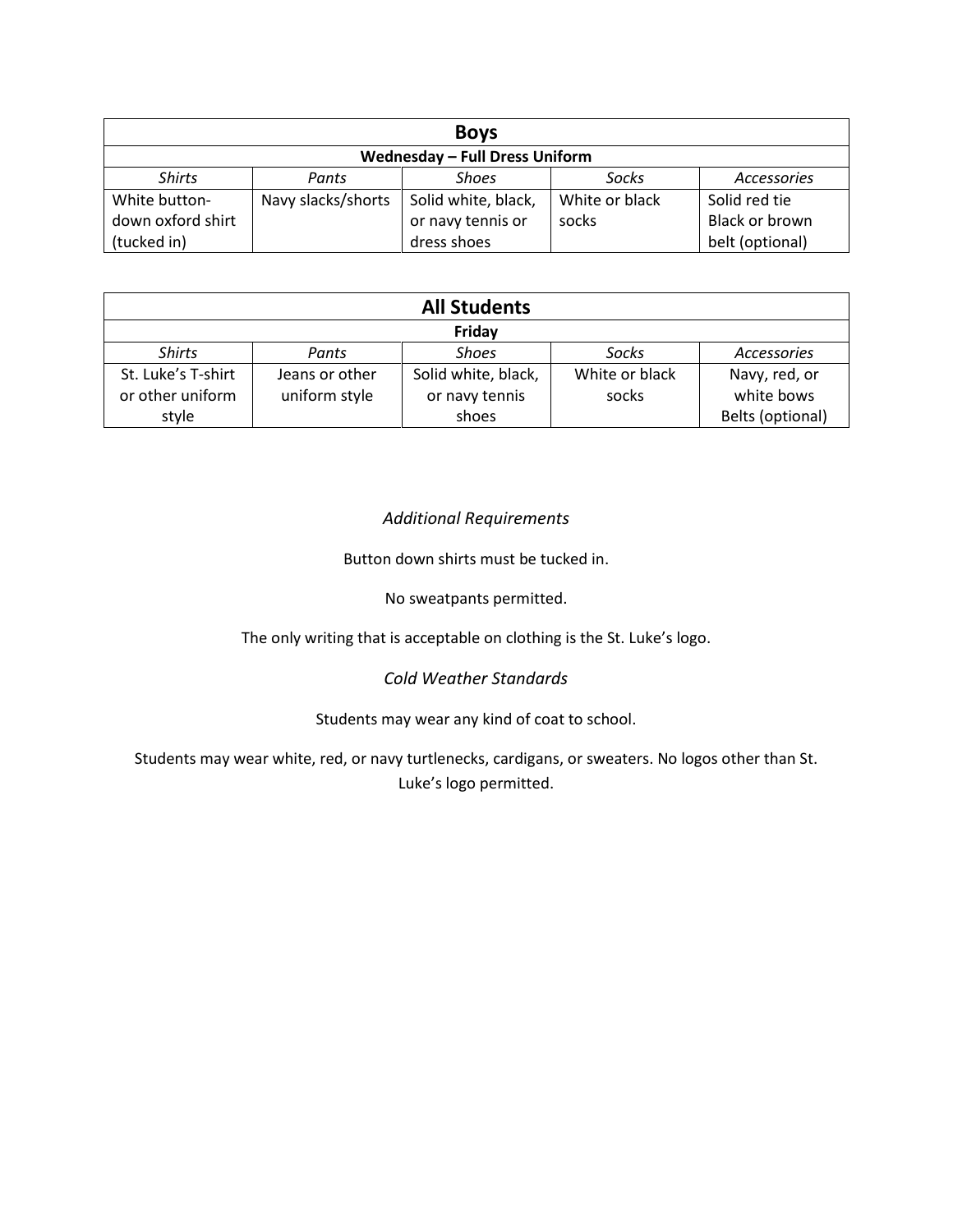| Boys | | | | |
|---|---|---|---|---|
| **Wednesday – Full Dress Uniform** | | | | |
| *Shirts* | *Pants* | *Shoes* | *Socks* | *Accessories* |
| White button-down oxford shirt (tucked in) | Navy slacks/shorts | Solid white, black, or navy tennis or dress shoes | White or black socks | Solid red tie Black or brown belt (optional) |

| All Students | | | | |
|---|---|---|---|---|
| **Friday** | | | | |
| *Shirts* | *Pants* | *Shoes* | *Socks* | *Accessories* |
| St. Luke's T-shirt or other uniform style | Jeans or other uniform style | Solid white, black, or navy tennis shoes | White or black socks | Navy, red, or white bows Belts (optional) |

### *Additional Requirements*

Button down shirts must be tucked in.

No sweatpants permitted.

The only writing that is acceptable on clothing is the St. Luke's logo.

### *Cold Weather Standards*

Students may wear any kind of coat to school.

Students may wear white, red, or navy turtlenecks, cardigans, or sweaters. No logos other than St. Luke's logo permitted.